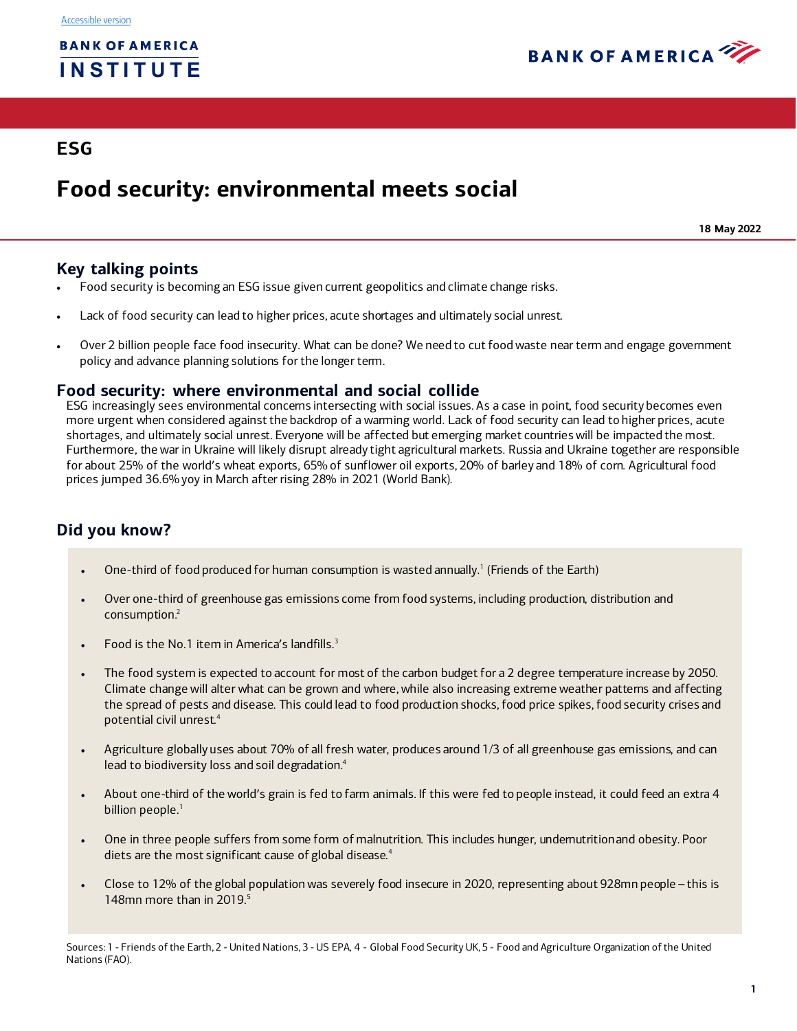Accessible version

BANK OF AMERICA INSTITUTE

BANK OF AMERICA

## ESG

# Food security: environmental meets social

**18 May 2022**

## Key talking points

- Food security is becoming an ESG issue given current geopolitics and climate change risks.
- Lack of food security can lead to higher prices, acute shortages and ultimately social unrest.
- Over 2 billion people face food insecurity. What can be done? We need to cut food waste near term and engage government policy and advance planning solutions for the longer term.

## Food security: where environmental and social collide

ESG increasingly sees environmental concerns intersecting with social issues. As a case in point, food security becomes even more urgent when considered against the backdrop of a warming world. Lack of food security can lead to higher prices, acute shortages, and ultimately social unrest. Everyone will be affected but emerging market countries will be impacted the most. Furthermore, the war in Ukraine will likely disrupt already tight agricultural markets. Russia and Ukraine together are responsible for about 25% of the world's wheat exports, 65% of sunflower oil exports, 20% of barley and 18% of corn. Agricultural food prices jumped 36.6% yoy in March after rising 28% in 2021 (World Bank).

## Did you know?

- One-third of food produced for human consumption is wasted annually.[1] (Friends of the Earth)
- Over one-third of greenhouse gas emissions come from food systems, including production, distribution and consumption.[2]
- Food is the No.1 item in America's landfills.[3]
- The food system is expected to account for most of the carbon budget for a 2 degree temperature increase by 2050. Climate change will alter what can be grown and where, while also increasing extreme weather patterns and affecting the spread of pests and disease. This could lead to food production shocks, food price spikes, food security crises and potential civil unrest.[4]
- Agriculture globally uses about 70% of all fresh water, produces around 1/3 of all greenhouse gas emissions, and can lead to biodiversity loss and soil degradation.[4]
- About one-third of the world's grain is fed to farm animals. If this were fed to people instead, it could feed an extra 4 billion people.[1]
- One in three people suffers from some form of malnutrition. This includes hunger, undernutrition and obesity. Poor diets are the most significant cause of global disease.[4]
- Close to 12% of the global population was severely food insecure in 2020, representing about 928mn people – this is 148mn more than in 2019.[5]

Sources: 1 - Friends of the Earth, 2 - United Nations, 3 - US EPA, 4 - Global Food Security UK, 5 - Food and Agriculture Organization of the United Nations (FAO).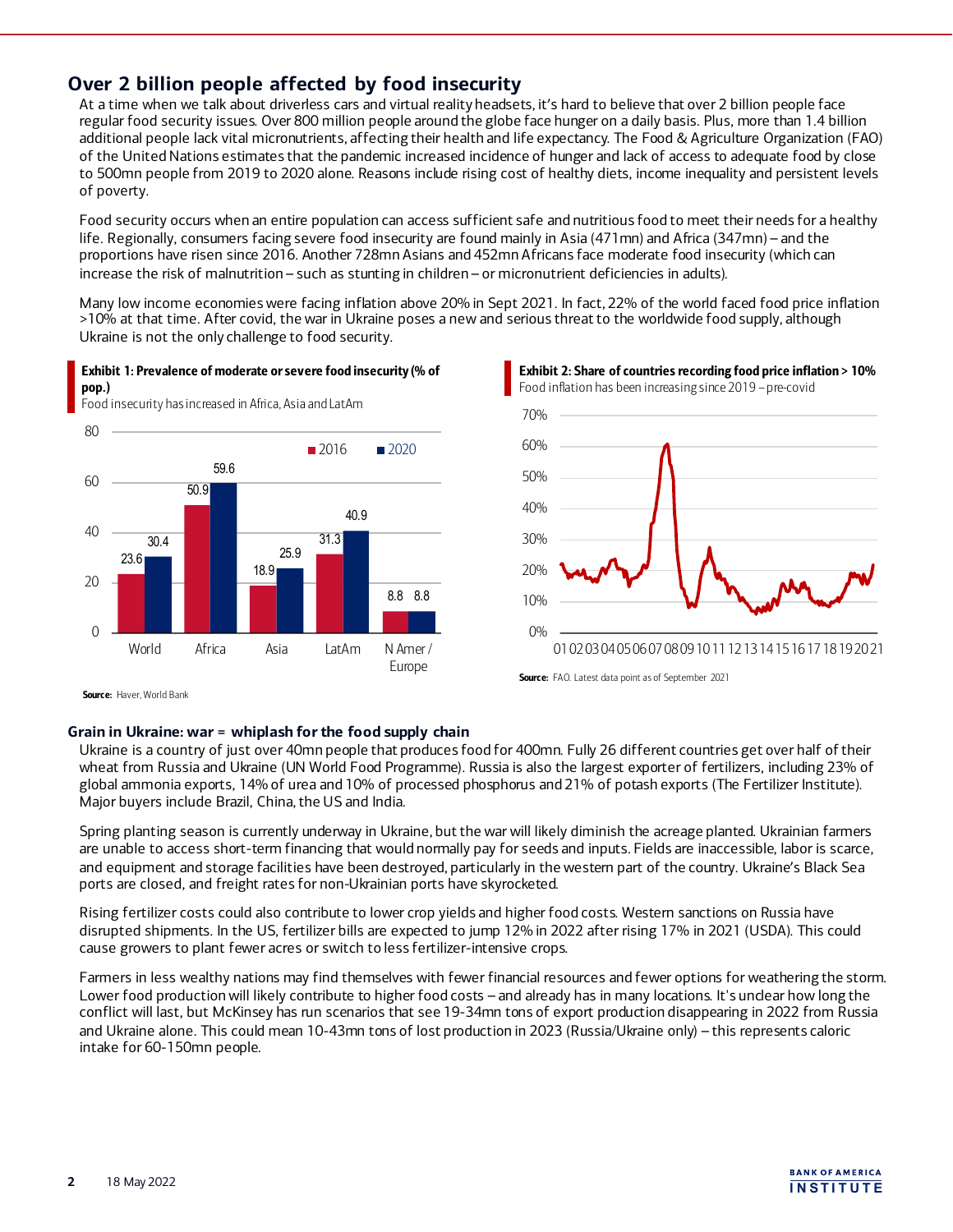## Over 2 billion people affected by food insecurity

At a time when we talk about driverless cars and virtual reality headsets, it's hard to believe that over 2 billion people face regular food security issues. Over 800 million people around the globe face hunger on a daily basis. Plus, more than 1.4 billion additional people lack vital micronutrients, affecting their health and life expectancy. The Food & Agriculture Organization (FAO) of the United Nations estimates that the pandemic increased incidence of hunger and lack of access to adequate food by close to 500mn people from 2019 to 2020 alone. Reasons include rising cost of healthy diets, income inequality and persistent levels of poverty.

Food security occurs when an entire population can access sufficient safe and nutritious food to meet their needs for a healthy life. Regionally, consumers facing severe food insecurity are found mainly in Asia (471mn) and Africa (347mn) – and the proportions have risen since 2016. Another 728mn Asians and 452mn Africans face moderate food insecurity (which can increase the risk of malnutrition – such as stunting in children – or micronutrient deficiencies in adults).

Many low income economies were facing inflation above 20% in Sept 2021. In fact, 22% of the world faced food price inflation >10% at that time. After covid, the war in Ukraine poses a new and serious threat to the worldwide food supply, although Ukraine is not the only challenge to food security.

**Exhibit 1: Prevalence of moderate or severe food insecurity (% of pop.)**

Food insecurity has increased in Africa, Asia and LatAm

| | 2016 | 2020 |
|---|---|---|
| World | 23.6 | 30.4 |
| Africa | 50.9 | 59.6 |
| Asia | 18.9 | 25.9 |
| LatAm | 31.3 | 40.9 |
| N Amer / Europe | 8.8 | 8.8 |

**Source:** Haver, World Bank

**Exhibit 2: Share of countries recording food price inflation > 10%**

Food inflation has been increasing since 2019 – pre-covid

**Source:** FAO. Latest data point as of September 2021

### Grain in Ukraine: war = whiplash for the food supply chain

Ukraine is a country of just over 40mn people that produces food for 400mn. Fully 26 different countries get over half of their wheat from Russia and Ukraine (UN World Food Programme). Russia is also the largest exporter of fertilizers, including 23% of global ammonia exports, 14% of urea and 10% of processed phosphorus and 21% of potash exports (The Fertilizer Institute). Major buyers include Brazil, China, the US and India.

Spring planting season is currently underway in Ukraine, but the war will likely diminish the acreage planted. Ukrainian farmers are unable to access short-term financing that would normally pay for seeds and inputs. Fields are inaccessible, labor is scarce, and equipment and storage facilities have been destroyed, particularly in the western part of the country. Ukraine's Black Sea ports are closed, and freight rates for non-Ukrainian ports have skyrocketed.

Rising fertilizer costs could also contribute to lower crop yields and higher food costs. Western sanctions on Russia have disrupted shipments. In the US, fertilizer bills are expected to jump 12% in 2022 after rising 17% in 2021 (USDA). This could cause growers to plant fewer acres or switch to less fertilizer-intensive crops.

Farmers in less wealthy nations may find themselves with fewer financial resources and fewer options for weathering the storm. Lower food production will likely contribute to higher food costs – and already has in many locations. It's unclear how long the conflict will last, but McKinsey has run scenarios that see 19-34mn tons of export production disappearing in 2022 from Russia and Ukraine alone. This could mean 10-43mn tons of lost production in 2023 (Russia/Ukraine only) – this represents caloric intake for 60-150mn people.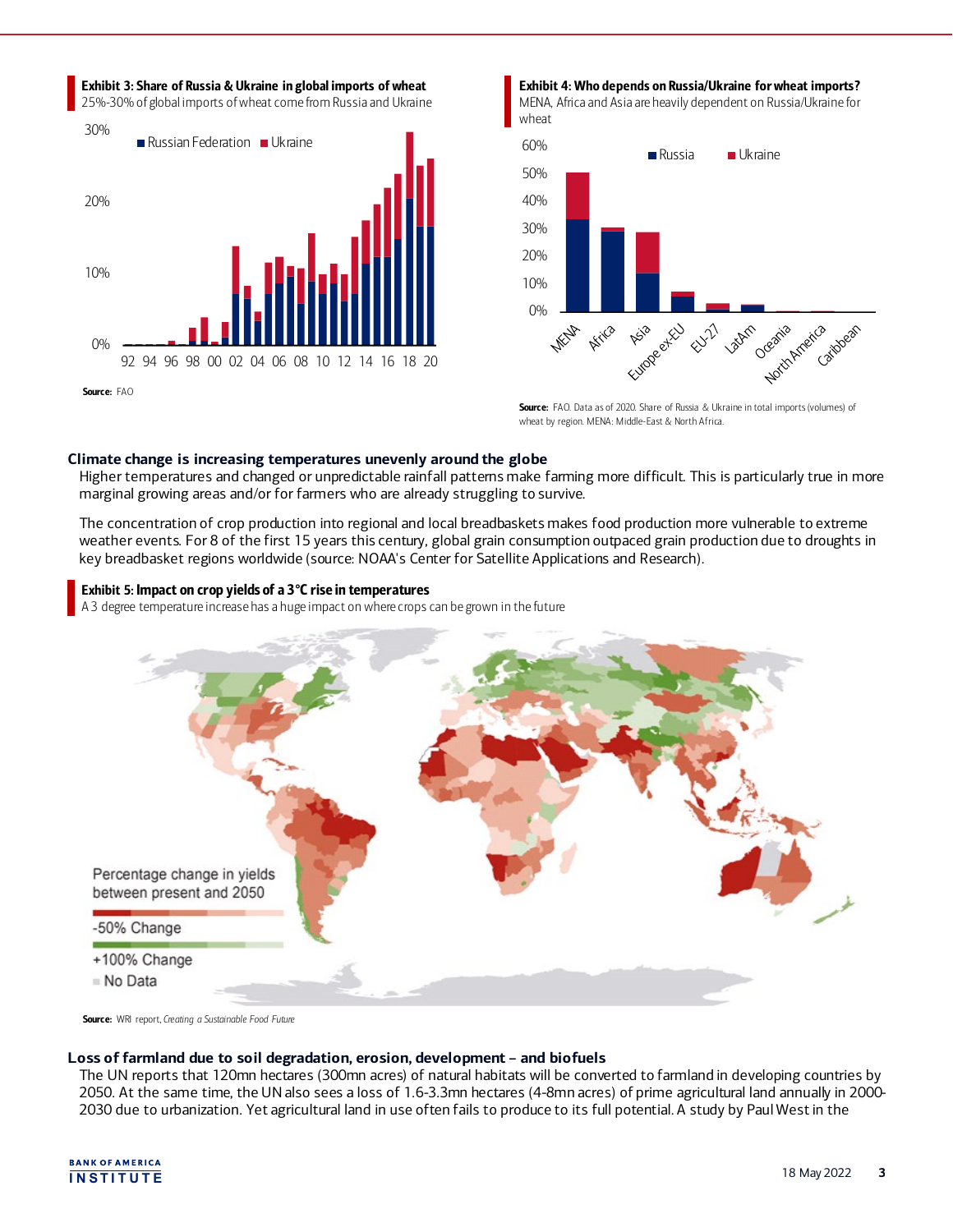**Exhibit 3: Share of Russia & Ukraine in global imports of wheat**

25%-30% of global imports of wheat come from Russia and Ukraine

Source: FAO

**Exhibit 4: Who depends on Russia/Ukraine for wheat imports?**

MENA, Africa and Asia are heavily dependent on Russia/Ukraine for wheat

Source: FAO. Data as of 2020. Share of Russia & Ukraine in total imports (volumes) of wheat by region. MENA: Middle-East & North Africa.

## Climate change is increasing temperatures unevenly around the globe

Higher temperatures and changed or unpredictable rainfall patterns make farming more difficult. This is particularly true in more marginal growing areas and/or for farmers who are already struggling to survive.

The concentration of crop production into regional and local breadbaskets makes food production more vulnerable to extreme weather events. For 8 of the first 15 years this century, global grain consumption outpaced grain production due to droughts in key breadbasket regions worldwide (source: NOAA's Center for Satellite Applications and Research).

**Exhibit 5: Impact on crop yields of a 3°C rise in temperatures**

A 3 degree temperature increase has a huge impact on where crops can be grown in the future

Source: WRI report, *Creating a Sustainable Food Future*

## Loss of farmland due to soil degradation, erosion, development – and biofuels

The UN reports that 120mn hectares (300mn acres) of natural habitats will be converted to farmland in developing countries by 2050. At the same time, the UN also sees a loss of 1.6-3.3mn hectares (4-8mn acres) of prime agricultural land annually in 2000-2030 due to urbanization. Yet agricultural land in use often fails to produce to its full potential. A study by Paul West in the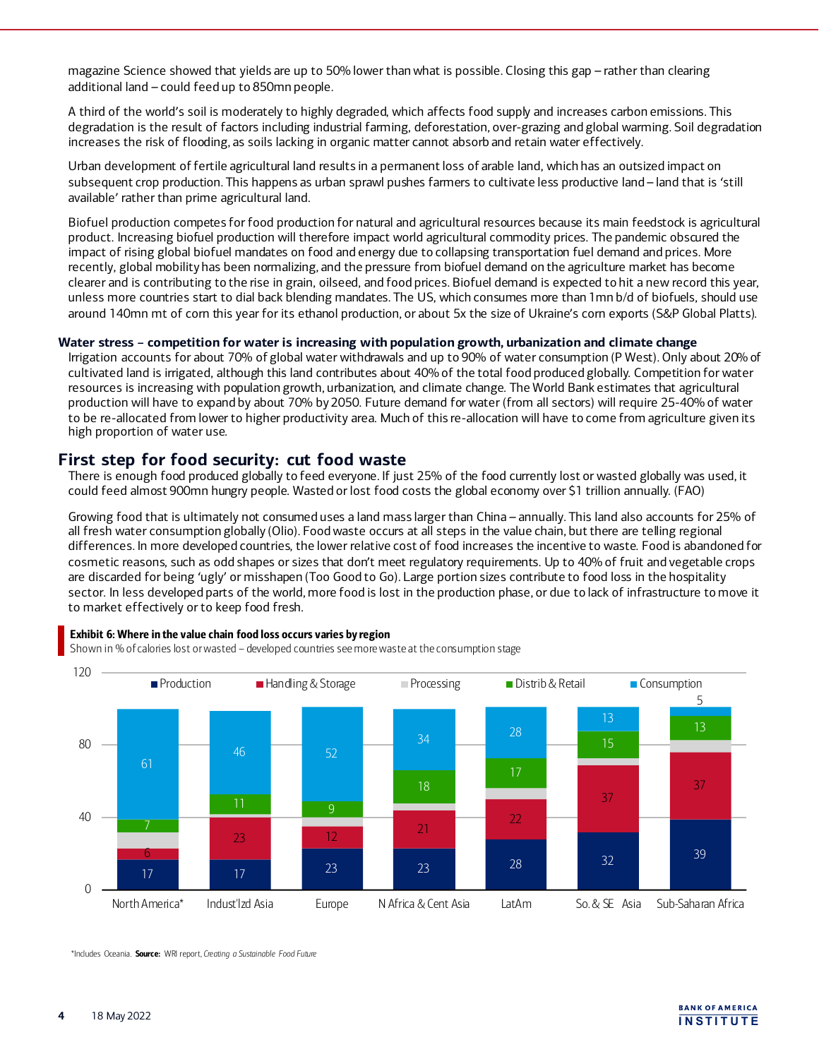magazine Science showed that yields are up to 50% lower than what is possible. Closing this gap – rather than clearing additional land – could feed up to 850mn people.

A third of the world's soil is moderately to highly degraded, which affects food supply and increases carbon emissions. This degradation is the result of factors including industrial farming, deforestation, over-grazing and global warming. Soil degradation increases the risk of flooding, as soils lacking in organic matter cannot absorb and retain water effectively.

Urban development of fertile agricultural land results in a permanent loss of arable land, which has an outsized impact on subsequent crop production. This happens as urban sprawl pushes farmers to cultivate less productive land – land that is 'still available' rather than prime agricultural land.

Biofuel production competes for food production for natural and agricultural resources because its main feedstock is agricultural product. Increasing biofuel production will therefore impact world agricultural commodity prices. The pandemic obscured the impact of rising global biofuel mandates on food and energy due to collapsing transportation fuel demand and prices. More recently, global mobility has been normalizing, and the pressure from biofuel demand on the agriculture market has become clearer and is contributing to the rise in grain, oilseed, and food prices. Biofuel demand is expected to hit a new record this year, unless more countries start to dial back blending mandates. The US, which consumes more than 1mn b/d of biofuels, should use around 140mn mt of corn this year for its ethanol production, or about 5x the size of Ukraine's corn exports (S&P Global Platts).

**Water stress – competition for water is increasing with population growth, urbanization and climate change**

Irrigation accounts for about 70% of global water withdrawals and up to 90% of water consumption (P West). Only about 20% of cultivated land is irrigated, although this land contributes about 40% of the total food produced globally. Competition for water resources is increasing with population growth, urbanization, and climate change. The World Bank estimates that agricultural production will have to expand by about 70% by 2050. Future demand for water (from all sectors) will require 25-40% of water to be re-allocated from lower to higher productivity area. Much of this re-allocation will have to come from agriculture given its high proportion of water use.

## First step for food security: cut food waste

There is enough food produced globally to feed everyone. If just 25% of the food currently lost or wasted globally was used, it could feed almost 900mn hungry people. Wasted or lost food costs the global economy over $1 trillion annually. (FAO)

Growing food that is ultimately not consumed uses a land mass larger than China – annually. This land also accounts for 25% of all fresh water consumption globally (Olio). Food waste occurs at all steps in the value chain, but there are telling regional differences. In more developed countries, the lower relative cost of food increases the incentive to waste. Food is abandoned for cosmetic reasons, such as odd shapes or sizes that don't meet regulatory requirements. Up to 40% of fruit and vegetable crops are discarded for being 'ugly' or misshapen (Too Good to Go). Large portion sizes contribute to food loss in the hospitality sector. In less developed parts of the world, more food is lost in the production phase, or due to lack of infrastructure to move it to market effectively or to keep food fresh.

**Exhibit 6: Where in the value chain food loss occurs varies by region**

Shown in % of calories lost or wasted – developed countries see more waste at the consumption stage

| Region | Production | Handling & Storage | Processing | Distrib & Retail | Consumption |
|---|---|---|---|---|---|
| North America* | 17 | 6 | | 7 | 61 |
| Indust'lzd Asia | 17 | 23 | | 11 | 46 |
| Europe | 23 | 12 | | 9 | 52 |
| N Africa & Cent Asia | 23 | 21 | | 18 | 34 |
| LatAm | 28 | 22 | | 17 | 28 |
| So. & SE Asia | 32 | 37 | | 15 | 13 |
| Sub-Saharan Africa | 39 | 37 | | 13 | 5 |

*Includes Oceania. **Source:** WRI report, *Creating a Sustainable Food Future*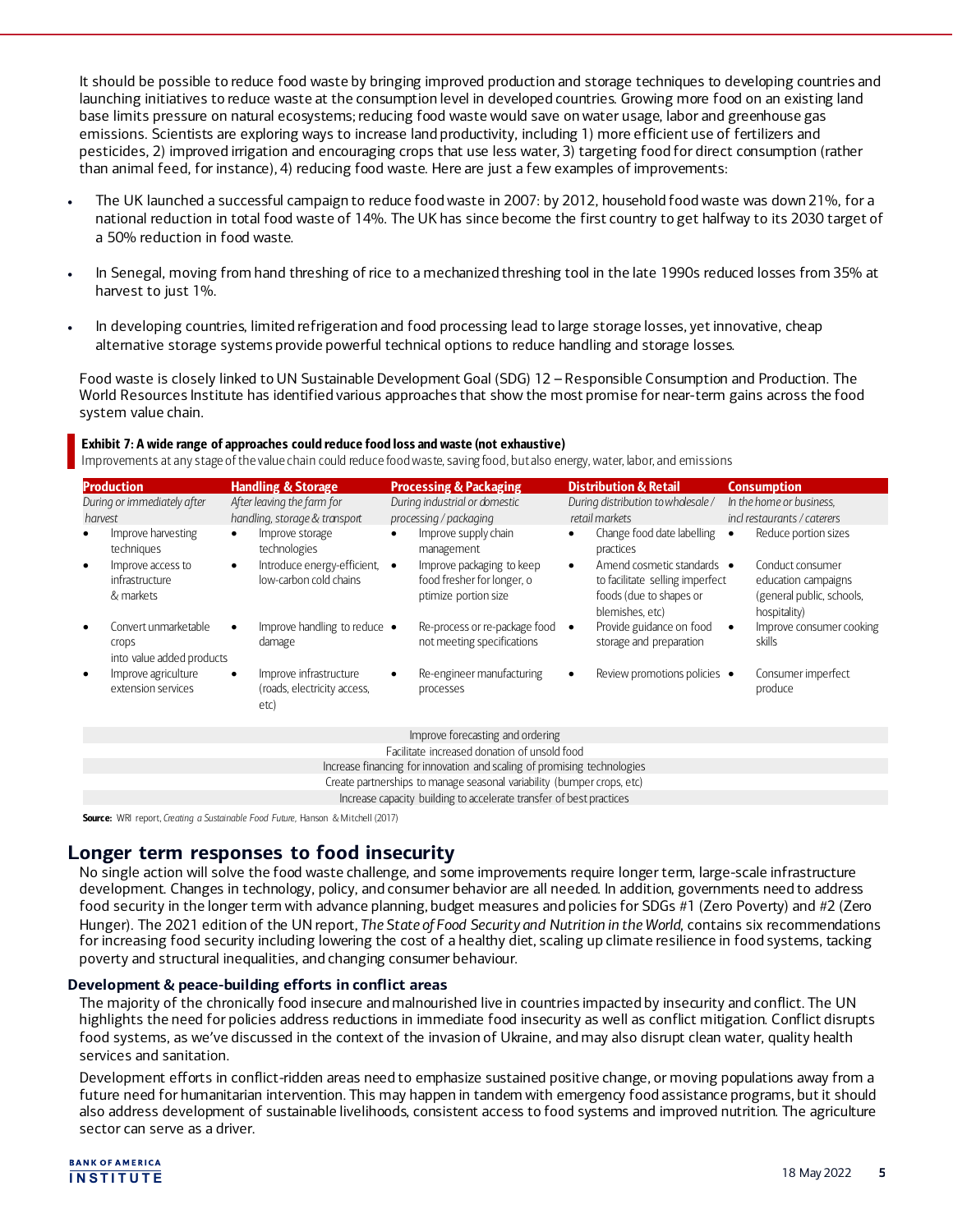It should be possible to reduce food waste by bringing improved production and storage techniques to developing countries and launching initiatives to reduce waste at the consumption level in developed countries. Growing more food on an existing land base limits pressure on natural ecosystems; reducing food waste would save on water usage, labor and greenhouse gas emissions. Scientists are exploring ways to increase land productivity, including 1) more efficient use of fertilizers and pesticides, 2) improved irrigation and encouraging crops that use less water, 3) targeting food for direct consumption (rather than animal feed, for instance), 4) reducing food waste. Here are just a few examples of improvements:

- The UK launched a successful campaign to reduce food waste in 2007: by 2012, household food waste was down 21%, for a national reduction in total food waste of 14%. The UK has since become the first country to get halfway to its 2030 target of a 50% reduction in food waste.
- In Senegal, moving from hand threshing of rice to a mechanized threshing tool in the late 1990s reduced losses from 35% at harvest to just 1%.
- In developing countries, limited refrigeration and food processing lead to large storage losses, yet innovative, cheap alternative storage systems provide powerful technical options to reduce handling and storage losses.

Food waste is closely linked to UN Sustainable Development Goal (SDG) 12 – Responsible Consumption and Production. The World Resources Institute has identified various approaches that show the most promise for near-term gains across the food system value chain.

**Exhibit 7: A wide range of approaches could reduce food loss and waste (not exhaustive)**

Improvements at any stage of the value chain could reduce food waste, saving food, but also energy, water, labor, and emissions

| Production | Handling & Storage | Processing & Packaging | Distribution & Retail | Consumption |
|---|---|---|---|---|
| *During or immediately after harvest* | *After leaving the farm for handling, storage & transport* | *During industrial or domestic processing / packaging* | *During distribution to wholesale / retail markets* | *In the home or business, incl restaurants / caterers* |
| • Improve harvesting techniques | • Improve storage technologies | • Improve supply chain management | • Change food date labelling practices | • Reduce portion sizes |
| • Improve access to infrastructure & markets | • Introduce energy-efficient, low-carbon cold chains | • Improve packaging to keep food fresher for longer, o ptimize portion size | • Amend cosmetic standards to facilitate selling imperfect foods (due to shapes or blemishes, etc) | • Conduct consumer education campaigns (general public, schools, hospitality) |
| • Convert unmarketable crops into value added products | • Improve handling to reduce damage | • Re-process or re-package food not meeting specifications | • Provide guidance on food storage and preparation | • Improve consumer cooking skills |
| • Improve agriculture extension services | • Improve infrastructure (roads, electricity access, etc) | • Re-engineer manufacturing processes | • Review promotions policies | • Consumer imperfect produce |

Improve forecasting and ordering

Facilitate increased donation of unsold food

Increase financing for innovation and scaling of promising technologies

Create partnerships to manage seasonal variability (bumper crops, etc)

Increase capacity building to accelerate transfer of best practices

**Source:** WRI report, *Creating a Sustainable Food Future*, Hanson & Mitchell (2017)

## Longer term responses to food insecurity

No single action will solve the food waste challenge, and some improvements require longer term, large-scale infrastructure development. Changes in technology, policy, and consumer behavior are all needed. In addition, governments need to address food security in the longer term with advance planning, budget measures and policies for SDGs #1 (Zero Poverty) and #2 (Zero Hunger). The 2021 edition of the UN report, *The State of Food Security and Nutrition in the World*, contains six recommendations for increasing food security including lowering the cost of a healthy diet, scaling up climate resilience in food systems, tacking poverty and structural inequalities, and changing consumer behaviour.

### Development & peace-building efforts in conflict areas

The majority of the chronically food insecure and malnourished live in countries impacted by insecurity and conflict. The UN highlights the need for policies address reductions in immediate food insecurity as well as conflict mitigation. Conflict disrupts food systems, as we've discussed in the context of the invasion of Ukraine, and may also disrupt clean water, quality health services and sanitation.

Development efforts in conflict-ridden areas need to emphasize sustained positive change, or moving populations away from a future need for humanitarian intervention. This may happen in tandem with emergency food assistance programs, but it should also address development of sustainable livelihoods, consistent access to food systems and improved nutrition. The agriculture sector can serve as a driver.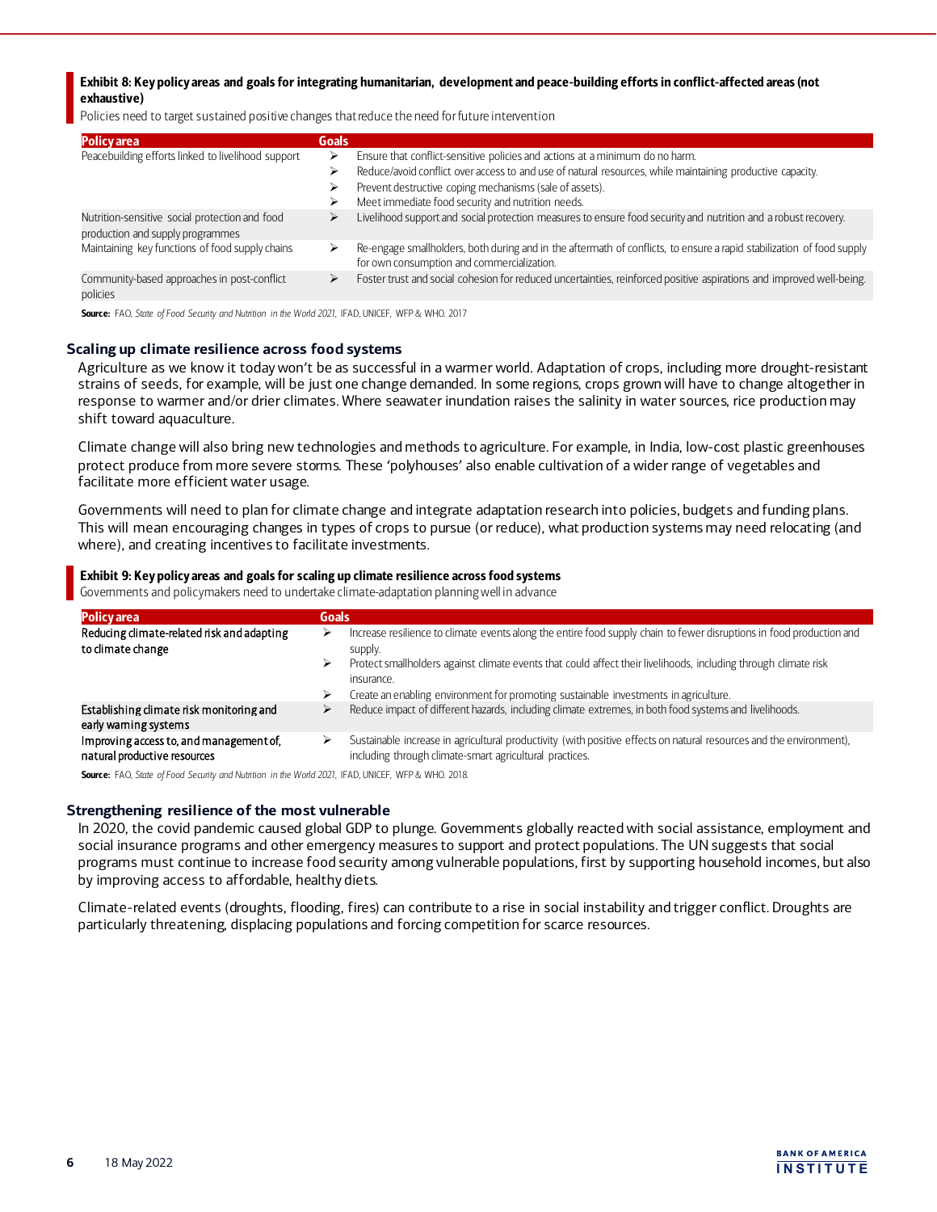**Exhibit 8: Key policy areas and goals for integrating humanitarian, development and peace-building efforts in conflict-affected areas (not exhaustive)**

Policies need to target sustained positive changes that reduce the need for future intervention

| Policy area | Goals |
|---|---|
| Peacebuilding efforts linked to livelihood support | ➢ Ensure that conflict-sensitive policies and actions at a minimum do no harm.<br>➢ Reduce/avoid conflict over access to and use of natural resources, while maintaining productive capacity.<br>➢ Prevent destructive coping mechanisms (sale of assets).<br>➢ Meet immediate food security and nutrition needs. |
| Nutrition-sensitive social protection and food production and supply programmes | ➢ Livelihood support and social protection measures to ensure food security and nutrition and a robust recovery. |
| Maintaining key functions of food supply chains | ➢ Re-engage smallholders, both during and in the aftermath of conflicts, to ensure a rapid stabilization of food supply for own consumption and commercialization. |
| Community-based approaches in post-conflict policies | ➢ Foster trust and social cohesion for reduced uncertainties, reinforced positive aspirations and improved well-being. |

**Source:** FAO, *State of Food Security and Nutrition in the World 2021*, IFAD, UNICEF, WFP & WHO. 2017

### Scaling up climate resilience across food systems

Agriculture as we know it today won't be as successful in a warmer world. Adaptation of crops, including more drought-resistant strains of seeds, for example, will be just one change demanded. In some regions, crops grown will have to change altogether in response to warmer and/or drier climates. Where seawater inundation raises the salinity in water sources, rice production may shift toward aquaculture.

Climate change will also bring new technologies and methods to agriculture. For example, in India, low-cost plastic greenhouses protect produce from more severe storms. These 'polyhouses' also enable cultivation of a wider range of vegetables and facilitate more efficient water usage.

Governments will need to plan for climate change and integrate adaptation research into policies, budgets and funding plans. This will mean encouraging changes in types of crops to pursue (or reduce), what production systems may need relocating (and where), and creating incentives to facilitate investments.

**Exhibit 9: Key policy areas and goals for scaling up climate resilience across food systems**

Governments and policymakers need to undertake climate-adaptation planning well in advance

| Policy area | Goals |
|---|---|
| Reducing climate-related risk and adapting to climate change | ➢ Increase resilience to climate events along the entire food supply chain to fewer disruptions in food production and supply.<br>➢ Protect smallholders against climate events that could affect their livelihoods, including through climate risk insurance.<br>➢ Create an enabling environment for promoting sustainable investments in agriculture. |
| Establishing climate risk monitoring and early warning systems | ➢ Reduce impact of different hazards, including climate extremes, in both food systems and livelihoods. |
| Improving access to, and management of, natural productive resources | ➢ Sustainable increase in agricultural productivity (with positive effects on natural resources and the environment), including through climate-smart agricultural practices. |

**Source:** FAO, *State of Food Security and Nutrition in the World 2021*, IFAD, UNICEF, WFP & WHO. 2018.

### Strengthening resilience of the most vulnerable

In 2020, the covid pandemic caused global GDP to plunge. Governments globally reacted with social assistance, employment and social insurance programs and other emergency measures to support and protect populations. The UN suggests that social programs must continue to increase food security among vulnerable populations, first by supporting household incomes, but also by improving access to affordable, healthy diets.

Climate-related events (droughts, flooding, fires) can contribute to a rise in social instability and trigger conflict. Droughts are particularly threatening, displacing populations and forcing competition for scarce resources.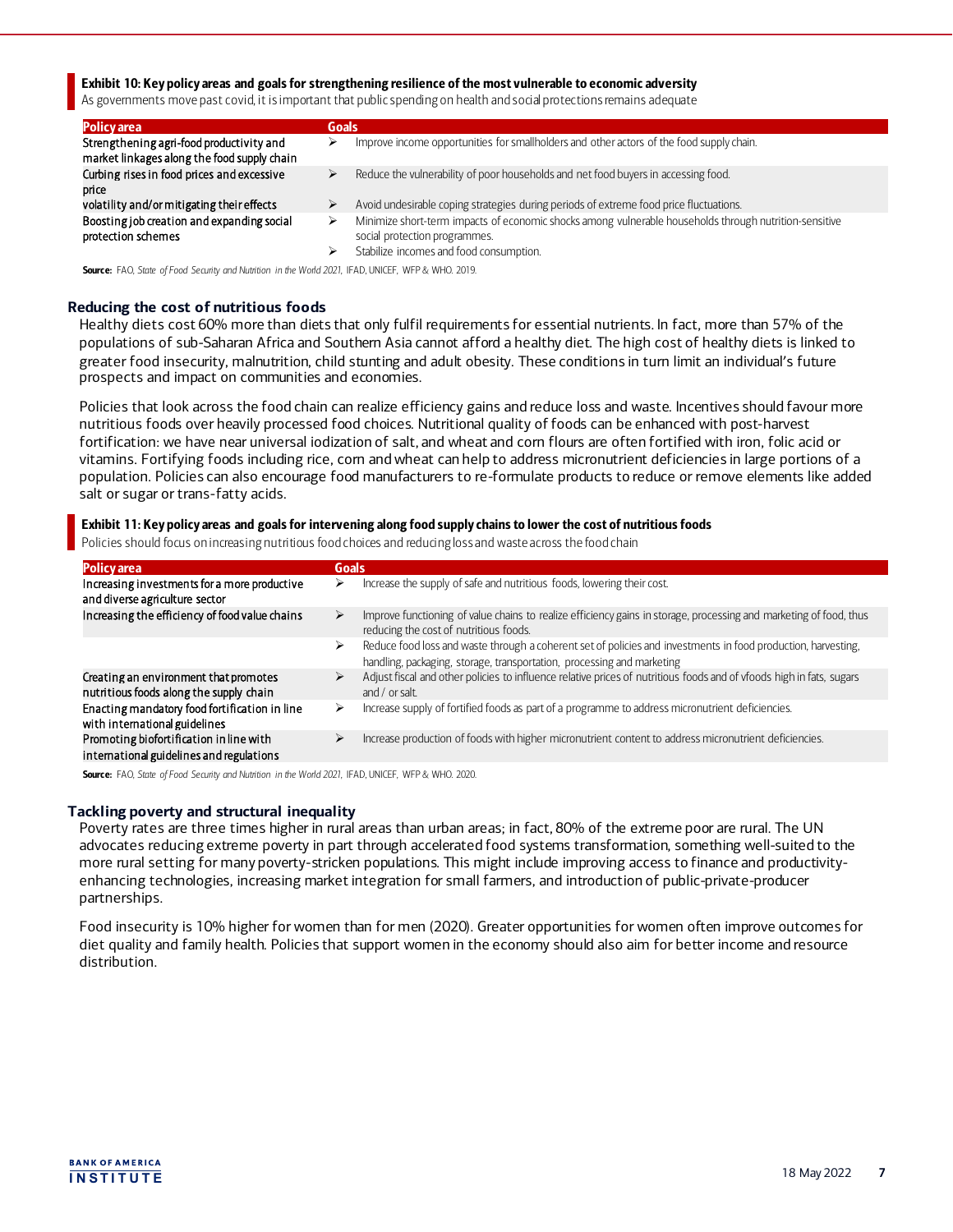**Exhibit 10: Key policy areas and goals for strengthening resilience of the most vulnerable to economic adversity**

As governments move past covid, it is important that public spending on health and social protections remains adequate

| Policy area | Goals |
|---|---|
| Strengthening agri-food productivity and market linkages along the food supply chain | ➢ Improve income opportunities for smallholders and other actors of the food supply chain. |
| Curbing rises in food prices and excessive price volatility and/or mitigating their effects | ➢ Reduce the vulnerability of poor households and net food buyers in accessing food. |
| | ➢ Avoid undesirable coping strategies during periods of extreme food price fluctuations. |
| Boosting job creation and expanding social protection schemes | ➢ Minimize short-term impacts of economic shocks among vulnerable households through nutrition-sensitive social protection programmes. |
| | ➢ Stabilize incomes and food consumption. |

**Source:** FAO, *State of Food Security and Nutrition in the World 2021*, IFAD, UNICEF, WFP & WHO. 2019.

## Reducing the cost of nutritious foods

Healthy diets cost 60% more than diets that only fulfil requirements for essential nutrients. In fact, more than 57% of the populations of sub-Saharan Africa and Southern Asia cannot afford a healthy diet. The high cost of healthy diets is linked to greater food insecurity, malnutrition, child stunting and adult obesity. These conditions in turn limit an individual's future prospects and impact on communities and economies.

Policies that look across the food chain can realize efficiency gains and reduce loss and waste. Incentives should favour more nutritious foods over heavily processed food choices. Nutritional quality of foods can be enhanced with post-harvest fortification: we have near universal iodization of salt, and wheat and corn flours are often fortified with iron, folic acid or vitamins. Fortifying foods including rice, corn and wheat can help to address micronutrient deficiencies in large portions of a population. Policies can also encourage food manufacturers to re-formulate products to reduce or remove elements like added salt or sugar or trans-fatty acids.

**Exhibit 11: Key policy areas and goals for intervening along food supply chains to lower the cost of nutritious foods**

Policies should focus on increasing nutritious food choices and reducing loss and waste across the food chain

| Policy area | Goals |
|---|---|
| Increasing investments for a more productive and diverse agriculture sector | ➢ Increase the supply of safe and nutritious foods, lowering their cost. |
| Increasing the efficiency of food value chains | ➢ Improve functioning of value chains to realize efficiency gains in storage, processing and marketing of food, thus reducing the cost of nutritious foods. |
| | ➢ Reduce food loss and waste through a coherent set of policies and investments in food production, harvesting, handling, packaging, storage, transportation, processing and marketing |
| Creating an environment that promotes nutritious foods along the supply chain | ➢ Adjust fiscal and other policies to influence relative prices of nutritious foods and of vfoods high in fats, sugars and / or salt. |
| Enacting mandatory food fortification in line with international guidelines | ➢ Increase supply of fortified foods as part of a programme to address micronutrient deficiencies. |
| Promoting biofortification in line with international guidelines and regulations | ➢ Increase production of foods with higher micronutrient content to address micronutrient deficiencies. |

**Source:** FAO, *State of Food Security and Nutrition in the World 2021*, IFAD, UNICEF, WFP & WHO. 2020.

## Tackling poverty and structural inequality

Poverty rates are three times higher in rural areas than urban areas; in fact, 80% of the extreme poor are rural. The UN advocates reducing extreme poverty in part through accelerated food systems transformation, something well-suited to the more rural setting for many poverty-stricken populations. This might include improving access to finance and productivity-enhancing technologies, increasing market integration for small farmers, and introduction of public-private-producer partnerships.

Food insecurity is 10% higher for women than for men (2020). Greater opportunities for women often improve outcomes for diet quality and family health. Policies that support women in the economy should also aim for better income and resource distribution.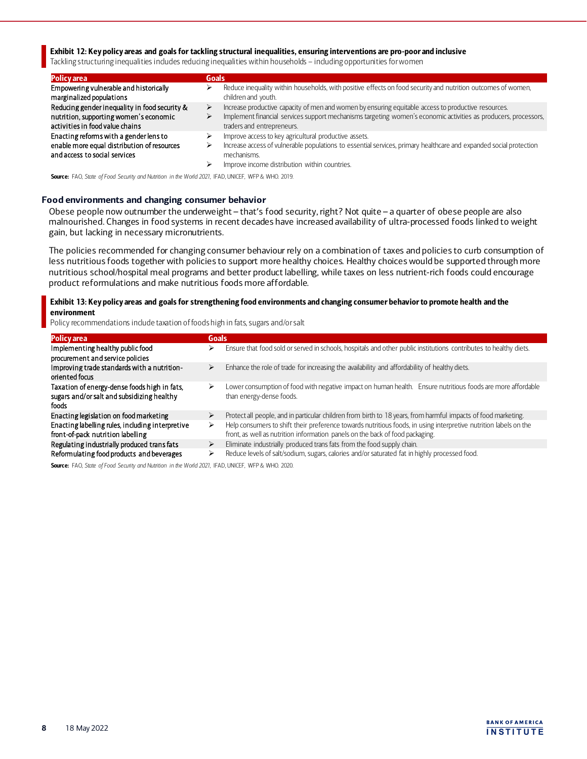**Exhibit 12: Key policy areas and goals for tackling structural inequalities, ensuring interventions are pro-poor and inclusive**

Tackling structuring inequalities includes reducing inequalities within households – including opportunities for women

| Policy area | Goals |
|---|---|
| Empowering vulnerable and historically marginalized populations | ➢ Reduce inequality within households, with positive effects on food security and nutrition outcomes of women, children and youth. |
| Reducing gender inequality in food security & nutrition, supporting women's economic activities in food value chains | ➢ Increase productive capacity of men and women by ensuring equitable access to productive resources.<br>➢ Implement financial services support mechanisms targeting women's economic activities as producers, processors, traders and entrepreneurs. |
| Enacting reforms with a gender lens to enable more equal distribution of resources and access to social services | ➢ Improve access to key agricultural productive assets.<br>➢ Increase access of vulnerable populations to essential services, primary healthcare and expanded social protection mechanisms.<br>➢ Improve income distribution within countries. |

**Source:** FAO, *State of Food Security and Nutrition in the World 2021*, IFAD, UNICEF, WFP & WHO. 2019.

### Food environments and changing consumer behavior

Obese people now outnumber the underweight – that's food security, right? Not quite – a quarter of obese people are also malnourished. Changes in food systems in recent decades have increased availability of ultra-processed foods linked to weight gain, but lacking in necessary micronutrients.

The policies recommended for changing consumer behaviour rely on a combination of taxes and policies to curb consumption of less nutritious foods together with policies to support more healthy choices. Healthy choices would be supported through more nutritious school/hospital meal programs and better product labelling, while taxes on less nutrient-rich foods could encourage product reformulations and make nutritious foods more affordable.

**Exhibit 13: Key policy areas and goals for strengthening food environments and changing consumer behavior to promote health and the environment**

Policy recommendations include taxation of foods high in fats, sugars and/or salt

| Policy area | Goals |
|---|---|
| Implementing healthy public food procurement and service policies | ➢ Ensure that food sold or served in schools, hospitals and other public institutions contributes to healthy diets. |
| Improving trade standards with a nutrition-oriented focus | ➢ Enhance the role of trade for increasing the availability and affordability of healthy diets. |
| Taxation of energy-dense foods high in fats, sugars and/or salt and subsidizing healthy foods | ➢ Lower consumption of food with negative impact on human health. Ensure nutritious foods are more affordable than energy-dense foods. |
| Enacting legislation on food marketing | ➢ Protect all people, and in particular children from birth to 18 years, from harmful impacts of food marketing. |
| Enacting labelling rules, including interpretive front-of-pack nutrition labelling | ➢ Help consumers to shift their preference towards nutritious foods, in using interpretive nutrition labels on the front, as well as nutrition information panels on the back of food packaging. |
| Regulating industrially produced trans fats | ➢ Eliminate industrially produced trans fats from the food supply chain. |
| Reformulating food products and beverages | ➢ Reduce levels of salt/sodium, sugars, calories and/or saturated fat in highly processed food. |

**Source:** FAO, *State of Food Security and Nutrition in the World 2021*, IFAD, UNICEF, WFP & WHO. 2020.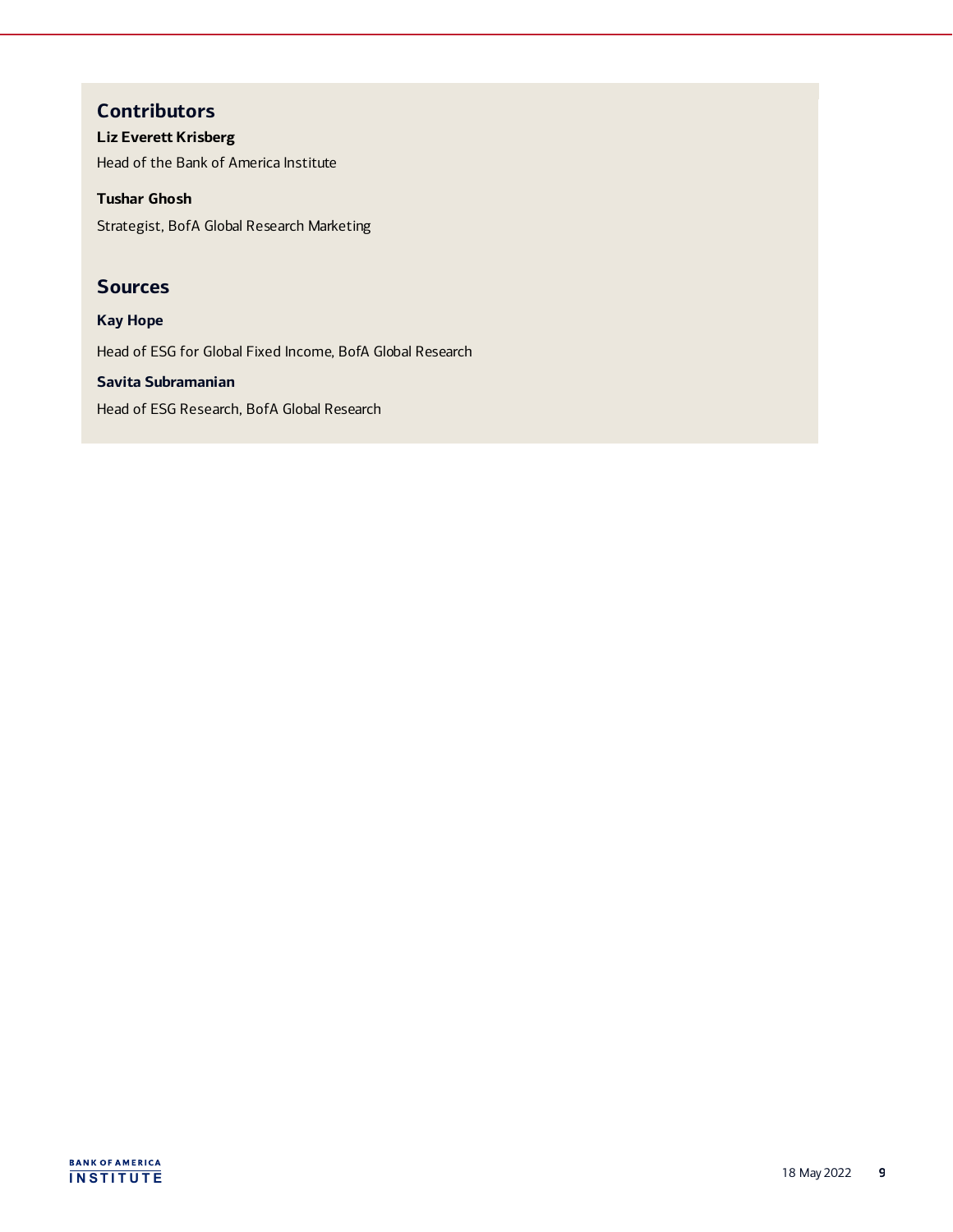## Contributors

**Liz Everett Krisberg**

Head of the Bank of America Institute

**Tushar Ghosh**

Strategist, BofA Global Research Marketing

## Sources

**Kay Hope**

Head of ESG for Global Fixed Income, BofA Global Research

**Savita Subramanian**

Head of ESG Research, BofA Global Research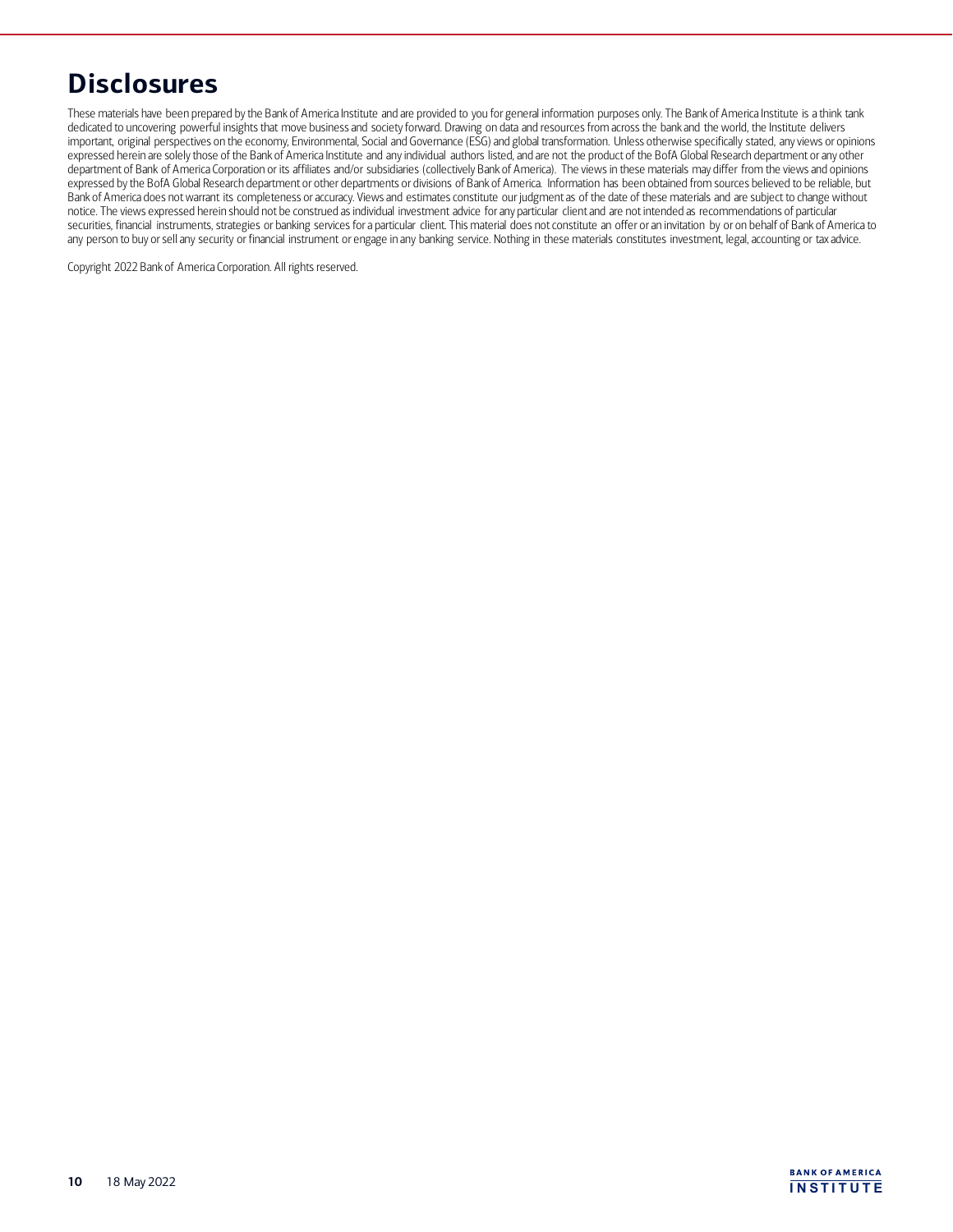# Disclosures

These materials have been prepared by the Bank of America Institute and are provided to you for general information purposes only. The Bank of America Institute is a think tank dedicated to uncovering powerful insights that move business and society forward. Drawing on data and resources from across the bank and the world, the Institute delivers important, original perspectives on the economy, Environmental, Social and Governance (ESG) and global transformation. Unless otherwise specifically stated, any views or opinions expressed herein are solely those of the Bank of America Institute and any individual authors listed, and are not the product of the BofA Global Research department or any other department of Bank of America Corporation or its affiliates and/or subsidiaries (collectively Bank of America). The views in these materials may differ from the views and opinions expressed by the BofA Global Research department or other departments or divisions of Bank of America. Information has been obtained from sources believed to be reliable, but Bank of America does not warrant its completeness or accuracy. Views and estimates constitute our judgment as of the date of these materials and are subject to change without notice. The views expressed herein should not be construed as individual investment advice for any particular client and are not intended as recommendations of particular securities, financial instruments, strategies or banking services for a particular client. This material does not constitute an offer or an invitation by or on behalf of Bank of America to any person to buy or sell any security or financial instrument or engage in any banking service. Nothing in these materials constitutes investment, legal, accounting or tax advice.

Copyright 2022 Bank of America Corporation. All rights reserved.